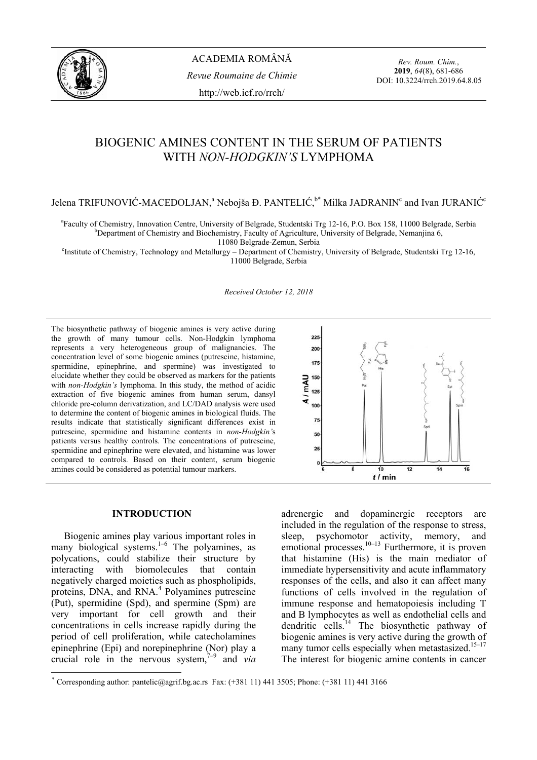ACADEMIA ROMÂNĂ

*Revue Roumaine de Chimie*

http://web.icf.ro/rrch/

*Rev. Roum. Chim.*, **2019**, *64*(8), 681-686
DOI: 10.3224/rrch.2019.64.8.05

# BIOGENIC AMINES CONTENT IN THE SERUM OF PATIENTS WITH *NON-HODGKIN'S* LYMPHOMA

Jelena TRIFUNOVIĆ-MACEDOLJAN,[a] Nebojša Đ. PANTELIĆ,[b*] Milka JADRANIN[c] and Ivan JURANIĆ[c]

[a]Faculty of Chemistry, Innovation Centre, University of Belgrade, Studentski Trg 12-16, P.O. Box 158, 11000 Belgrade, Serbia
[b]Department of Chemistry and Biochemistry, Faculty of Agriculture, University of Belgrade, Nemanjina 6, 11080 Belgrade-Zemun, Serbia
[c]Institute of Chemistry, Technology and Metallurgy – Department of Chemistry, University of Belgrade, Studentski Trg 12-16, 11000 Belgrade, Serbia

*Received October 12, 2018*

The biosynthetic pathway of biogenic amines is very active during the growth of many tumour cells. Non-Hodgkin lymphoma represents a very heterogeneous group of malignancies. The concentration level of some biogenic amines (putrescine, histamine, spermidine, epinephrine, and spermine) was investigated to elucidate whether they could be observed as markers for the patients with *non-Hodgkin's* lymphoma. In this study, the method of acidic extraction of five biogenic amines from human serum, dansyl chloride pre-column derivatization, and LC/DAD analysis were used to determine the content of biogenic amines in biological fluids. The results indicate that statistically significant differences exist in putrescine, spermidine and histamine contents in *non-Hodgkin's* patients versus healthy controls. The concentrations of putrescine, spermidine and epinephrine were elevated, and histamine was lower compared to controls. Based on their content, serum biogenic amines could be considered as potential tumour markers.

225
200
175
150
125
100
75
50
25
0
A / mAU
6
8
10
12
14
16
*t* / min
Put
His
Spd
Epi
Spm

## INTRODUCTION

Biogenic amines play various important roles in many biological systems.[1–6] The polyamines, as polycations, could stabilize their structure by interacting with biomolecules that contain negatively charged moieties such as phospholipids, proteins, DNA, and RNA.[4] Polyamines putrescine (Put), spermidine (Spd), and spermine (Spm) are very important for cell growth and their concentrations in cells increase rapidly during the period of cell proliferation, while catecholamines epinephrine (Epi) and norepinephrine (Nor) play a crucial role in the nervous system,[7–9] and *via* adrenergic and dopaminergic receptors are included in the regulation of the response to stress, sleep, psychomotor activity, memory, and emotional processes.[10–13] Furthermore, it is proven that histamine (His) is the main mediator of immediate hypersensitivity and acute inflammatory responses of the cells, and also it can affect many functions of cells involved in the regulation of immune response and hematopoiesis including T and B lymphocytes as well as endothelial cells and dendritic cells.[14] The biosynthetic pathway of biogenic amines is very active during the growth of many tumor cells especially when metastasized.[15–17] The interest for biogenic amine contents in cancer

\* Corresponding author: pantelic@agrif.bg.ac.rs Fax: (+381 11) 441 3505; Phone: (+381 11) 441 3166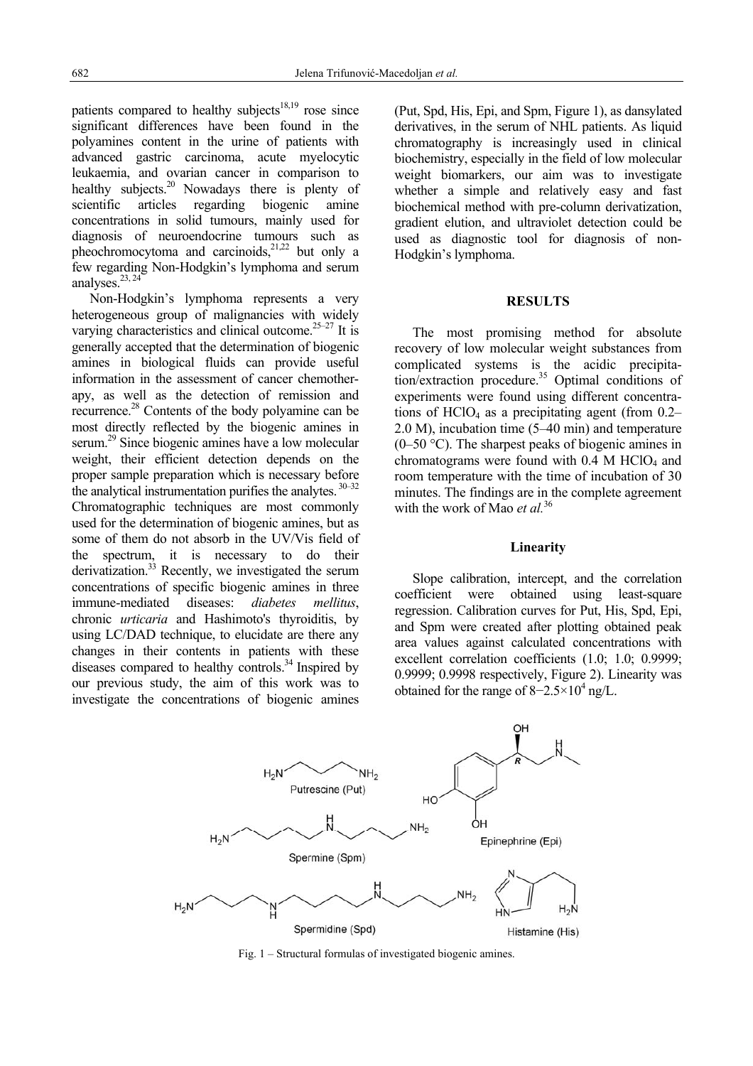patients compared to healthy subjects[18,19] rose since significant differences have been found in the polyamines content in the urine of patients with advanced gastric carcinoma, acute myelocytic leukaemia, and ovarian cancer in comparison to healthy subjects.[20] Nowadays there is plenty of scientific articles regarding biogenic amine concentrations in solid tumours, mainly used for diagnosis of neuroendocrine tumours such as pheochromocytoma and carcinoids,[21,22] but only a few regarding Non-Hodgkin's lymphoma and serum analyses.[23, 24]

Non-Hodgkin's lymphoma represents a very heterogeneous group of malignancies with widely varying characteristics and clinical outcome.[25–27] It is generally accepted that the determination of biogenic amines in biological fluids can provide useful information in the assessment of cancer chemotherapy, as well as the detection of remission and recurrence.[28] Contents of the body polyamine can be most directly reflected by the biogenic amines in serum.[29] Since biogenic amines have a low molecular weight, their efficient detection depends on the proper sample preparation which is necessary before the analytical instrumentation purifies the analytes.[30–32] Chromatographic techniques are most commonly used for the determination of biogenic amines, but as some of them do not absorb in the UV/Vis field of the spectrum, it is necessary to do their derivatization.[33] Recently, we investigated the serum concentrations of specific biogenic amines in three immune-mediated diseases: *diabetes mellitus*, chronic *urticaria* and Hashimoto's thyroiditis, by using LC/DAD technique, to elucidate are there any changes in their contents in patients with these diseases compared to healthy controls.[34] Inspired by our previous study, the aim of this work was to investigate the concentrations of biogenic amines (Put, Spd, His, Epi, and Spm, Figure 1), as dansylated derivatives, in the serum of NHL patients. As liquid chromatography is increasingly used in clinical biochemistry, especially in the field of low molecular weight biomarkers, our aim was to investigate whether a simple and relatively easy and fast biochemical method with pre-column derivatization, gradient elution, and ultraviolet detection could be used as diagnostic tool for diagnosis of non-Hodgkin's lymphoma.

## RESULTS

The most promising method for absolute recovery of low molecular weight substances from complicated systems is the acidic precipitation/extraction procedure.[35] Optimal conditions of experiments were found using different concentrations of $HClO_4$ as a precipitating agent (from 0.2–2.0 M), incubation time (5–40 min) and temperature (0–50 °C). The sharpest peaks of biogenic amines in chromatograms were found with 0.4 M $HClO_4$ and room temperature with the time of incubation of 30 minutes. The findings are in the complete agreement with the work of Mao *et al.*[36]

### Linearity

Slope calibration, intercept, and the correlation coefficient were obtained using least-square regression. Calibration curves for Put, His, Spd, Epi, and Spm were created after plotting obtained peak area values against calculated concentrations with excellent correlation coefficients (1.0; 1.0; 0.9999; 0.9999; 0.9998 respectively, Figure 2). Linearity was obtained for the range of $8-2.5\times10^4$ ng/L.

Putrescine (Put)
Spermine (Spm)
Spermidine (Spd)
Epinephrine (Epi)
Histamine (His)

Fig. 1 – Structural formulas of investigated biogenic amines.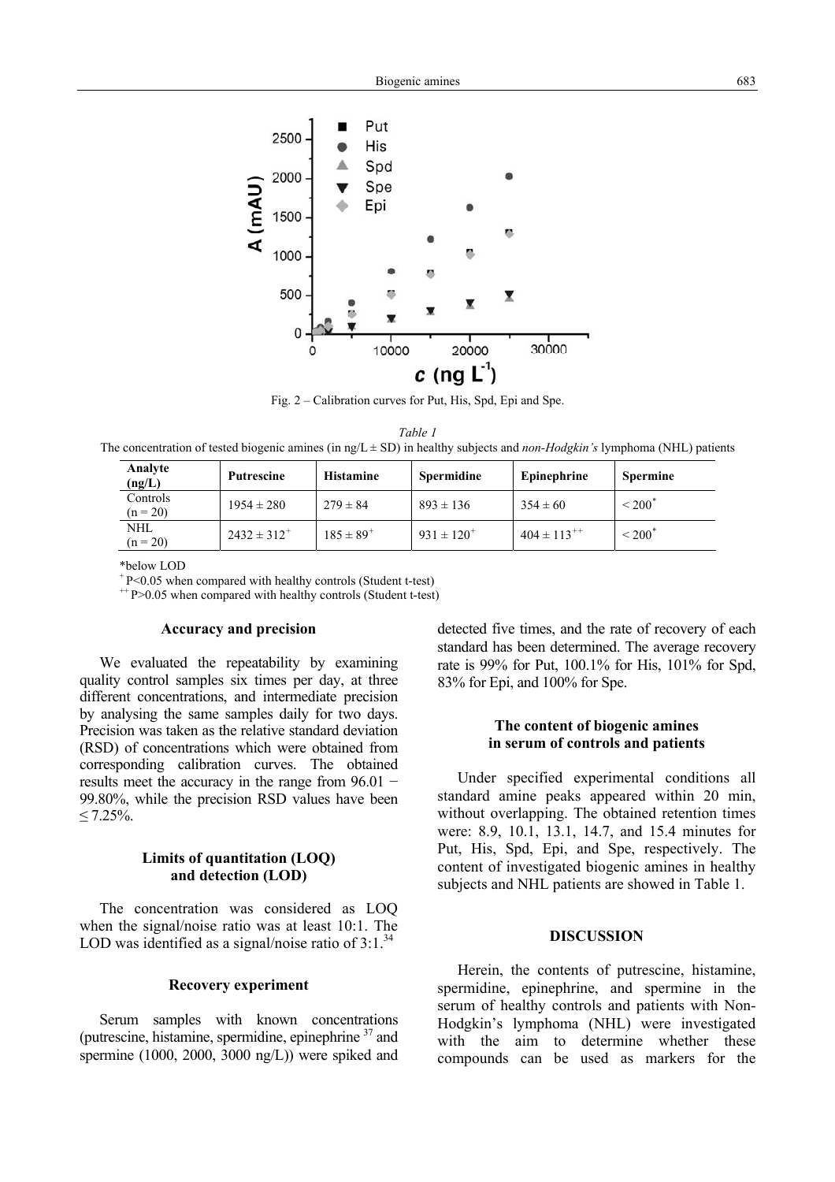Put
His
Spd
Spe
Epi

2500
2000
1500
1000
500
0

A (mAU)

0
10000
20000
30000

$c$ (ng L$^{-1}$)

Fig. 2 – Calibration curves for Put, His, Spd, Epi and Spe.

*Table 1*

The concentration of tested biogenic amines (in ng/L ± SD) in healthy subjects and *non-Hodgkin's* lymphoma (NHL) patients

| Analyte (ng/L) | Putrescine | Histamine | Spermidine | Epinephrine | Spermine |
|---|---|---|---|---|---|
| Controls (n = 20) | 1954 ± 280 | 279 ± 84 | 893 ± 136 | 354 ± 60 | < 200* |
| NHL (n = 20) | 2432 ± 312+ | 185 ± 89+ | 931 ± 120+ | 404 ± 113++ | < 200* |

*below LOD

+ $P<0.05$ when compared with healthy controls (Student t-test)

++ $P>0.05$ when compared with healthy controls (Student t-test)

### Accuracy and precision

We evaluated the repeatability by examining quality control samples six times per day, at three different concentrations, and intermediate precision by analysing the same samples daily for two days. Precision was taken as the relative standard deviation (RSD) of concentrations which were obtained from corresponding calibration curves. The obtained results meet the accuracy in the range from 96.01 − 99.80%, while the precision RSD values have been ≤ 7.25%.

### Limits of quantitation (LOQ) and detection (LOD)

The concentration was considered as LOQ when the signal/noise ratio was at least 10:1. The LOD was identified as a signal/noise ratio of 3:1.[34]

### Recovery experiment

Serum samples with known concentrations (putrescine, histamine, spermidine, epinephrine [37] and spermine (1000, 2000, 3000 ng/L)) were spiked and detected five times, and the rate of recovery of each standard has been determined. The average recovery rate is 99% for Put, 100.1% for His, 101% for Spd, 83% for Epi, and 100% for Spe.

### The content of biogenic amines in serum of controls and patients

Under specified experimental conditions all standard amine peaks appeared within 20 min, without overlapping. The obtained retention times were: 8.9, 10.1, 13.1, 14.7, and 15.4 minutes for Put, His, Spd, Epi, and Spe, respectively. The content of investigated biogenic amines in healthy subjects and NHL patients are showed in Table 1.

## DISCUSSION

Herein, the contents of putrescine, histamine, spermidine, epinephrine, and spermine in the serum of healthy controls and patients with Non-Hodgkin's lymphoma (NHL) were investigated with the aim to determine whether these compounds can be used as markers for the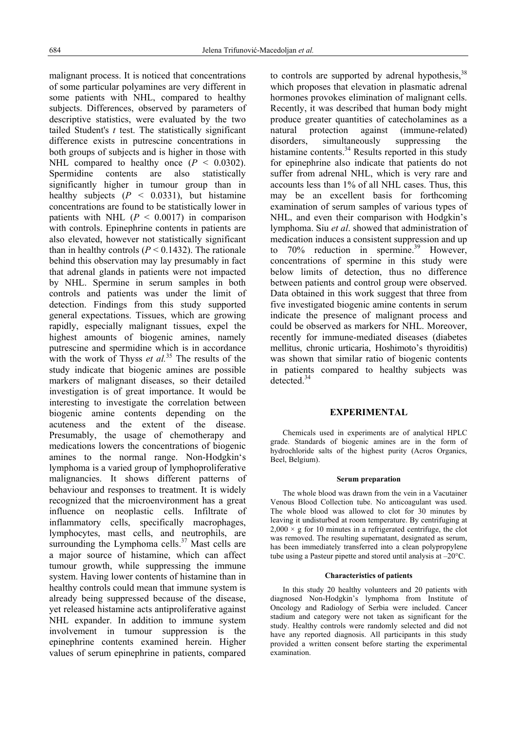malignant process. It is noticed that concentrations of some particular polyamines are very different in some patients with NHL, compared to healthy subjects. Differences, observed by parameters of descriptive statistics, were evaluated by the two tailed Student's *t* test. The statistically significant difference exists in putrescine concentrations in both groups of subjects and is higher in those with NHL compared to healthy once ($P < 0.0302$). Spermidine contents are also statistically significantly higher in tumour group than in healthy subjects ($P < 0.0331$), but histamine concentrations are found to be statistically lower in patients with NHL ($P < 0.0017$) in comparison with controls. Epinephrine contents in patients are also elevated, however not statistically significant than in healthy controls ($P < 0.1432$). The rationale behind this observation may lay presumably in fact that adrenal glands in patients were not impacted by NHL. Spermine in serum samples in both controls and patients was under the limit of detection. Findings from this study supported general expectations. Tissues, which are growing rapidly, especially malignant tissues, expel the highest amounts of biogenic amines, namely putrescine and spermidine which is in accordance with the work of Thyss *et al.*[35] The results of the study indicate that biogenic amines are possible markers of malignant diseases, so their detailed investigation is of great importance. It would be interesting to investigate the correlation between biogenic amine contents depending on the acuteness and the extent of the disease. Presumably, the usage of chemotherapy and medications lowers the concentrations of biogenic amines to the normal range. Non-Hodgkin's lymphoma is a varied group of lymphoproliferative malignancies. It shows different patterns of behaviour and responses to treatment. It is widely recognized that the microenvironment has a great influence on neoplastic cells. Infiltrate of inflammatory cells, specifically macrophages, lymphocytes, mast cells, and neutrophils, are surrounding the Lymphoma cells.[37] Mast cells are a major source of histamine, which can affect tumour growth, while suppressing the immune system. Having lower contents of histamine than in healthy controls could mean that immune system is already being suppressed because of the disease, yet released histamine acts antiproliferative against NHL expander. In addition to immune system involvement in tumour suppression is the epinephrine contents examined herein. Higher values of serum epinephrine in patients, compared to controls are supported by adrenal hypothesis,[38] which proposes that elevation in plasmatic adrenal hormones provokes elimination of malignant cells. Recently, it was described that human body might produce greater quantities of catecholamines as a natural protection against (immune-related) disorders, simultaneously suppressing the histamine contents.[34] Results reported in this study for epinephrine also indicate that patients do not suffer from adrenal NHL, which is very rare and accounts less than 1% of all NHL cases. Thus, this may be an excellent basis for forthcoming examination of serum samples of various types of NHL, and even their comparison with Hodgkin's lymphoma. Siu *et al*. showed that administration of medication induces a consistent suppression and up to 70% reduction in spermine.[39] However, concentrations of spermine in this study were below limits of detection, thus no difference between patients and control group were observed. Data obtained in this work suggest that three from five investigated biogenic amine contents in serum indicate the presence of malignant process and could be observed as markers for NHL. Moreover, recently for immune-mediated diseases (diabetes mellitus, chronic urticaria, Hoshimoto's thyroiditis) was shown that similar ratio of biogenic contents in patients compared to healthy subjects was detected.[34]

## EXPERIMENTAL

Chemicals used in experiments are of analytical HPLC grade. Standards of biogenic amines are in the form of hydrochloride salts of the highest purity (Acros Organics, Beel, Belgium).

### Serum preparation

The whole blood was drawn from the vein in a Vacutainer Venous Blood Collection tube. No anticoagulant was used. The whole blood was allowed to clot for 30 minutes by leaving it undisturbed at room temperature. By centrifuging at $2,000 \times g$ for 10 minutes in a refrigerated centrifuge, the clot was removed. The resulting supernatant, designated as serum, has been immediately transferred into a clean polypropylene tube using a Pasteur pipette and stored until analysis at –20°C.

### Characteristics of patients

In this study 20 healthy volunteers and 20 patients with diagnosed Non-Hodgkin's lymphoma from Institute of Oncology and Radiology of Serbia were included. Cancer stadium and category were not taken as significant for the study. Healthy controls were randomly selected and did not have any reported diagnosis. All participants in this study provided a written consent before starting the experimental examination.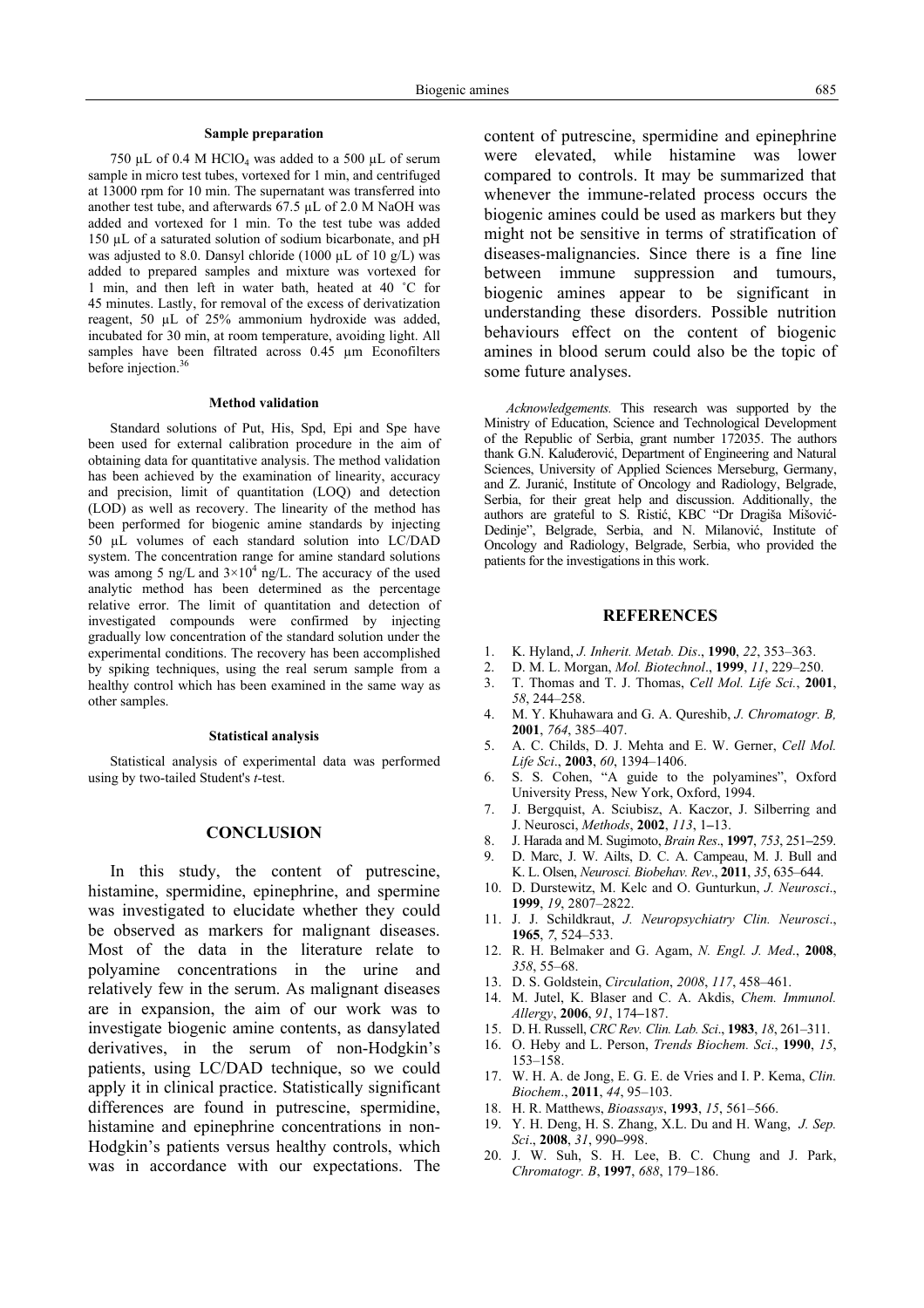#### Sample preparation

750 μL of 0.4 M $HClO_4$ was added to a 500 μL of serum sample in micro test tubes, vortexed for 1 min, and centrifuged at 13000 rpm for 10 min. The supernatant was transferred into another test tube, and afterwards 67.5 μL of 2.0 M NaOH was added and vortexed for 1 min. To the test tube was added 150 μL of a saturated solution of sodium bicarbonate, and pH was adjusted to 8.0. Dansyl chloride (1000 μL of 10 g/L) was added to prepared samples and mixture was vortexed for 1 min, and then left in water bath, heated at 40 °C for 45 minutes. Lastly, for removal of the excess of derivatization reagent, 50 μL of 25% ammonium hydroxide was added, incubated for 30 min, at room temperature, avoiding light. All samples have been filtrated across 0.45 μm Econofilters before injection.[36]

#### Method validation

Standard solutions of Put, His, Spd, Epi and Spe have been used for external calibration procedure in the aim of obtaining data for quantitative analysis. The method validation has been achieved by the examination of linearity, accuracy and precision, limit of quantitation (LOQ) and detection (LOD) as well as recovery. The linearity of the method has been performed for biogenic amine standards by injecting 50 μL volumes of each standard solution into LC/DAD system. The concentration range for amine standard solutions was among 5 ng/L and $3\times10^4$ ng/L. The accuracy of the used analytic method has been determined as the percentage relative error. The limit of quantitation and detection of investigated compounds were confirmed by injecting gradually low concentration of the standard solution under the experimental conditions. The recovery has been accomplished by spiking techniques, using the real serum sample from a healthy control which has been examined in the same way as other samples.

#### Statistical analysis

Statistical analysis of experimental data was performed using by two-tailed Student's *t*-test.

## CONCLUSION

In this study, the content of putrescine, histamine, spermidine, epinephrine, and spermine was investigated to elucidate whether they could be observed as markers for malignant diseases. Most of the data in the literature relate to polyamine concentrations in the urine and relatively few in the serum. As malignant diseases are in expansion, the aim of our work was to investigate biogenic amine contents, as dansylated derivatives, in the serum of non-Hodgkin's patients, using LC/DAD technique, so we could apply it in clinical practice. Statistically significant differences are found in putrescine, spermidine, histamine and epinephrine concentrations in non-Hodgkin's patients versus healthy controls, which was in accordance with our expectations. The content of putrescine, spermidine and epinephrine were elevated, while histamine was lower compared to controls. It may be summarized that whenever the immune-related process occurs the biogenic amines could be used as markers but they might not be sensitive in terms of stratification of diseases-malignancies. Since there is a fine line between immune suppression and tumours, biogenic amines appear to be significant in understanding these disorders. Possible nutrition behaviours effect on the content of biogenic amines in blood serum could also be the topic of some future analyses.

*Acknowledgements.* This research was supported by the Ministry of Education, Science and Technological Development of the Republic of Serbia, grant number 172035. The authors thank G.N. Kaluđerović, Department of Engineering and Natural Sciences, University of Applied Sciences Merseburg, Germany, and Z. Juranić, Institute of Oncology and Radiology, Belgrade, Serbia, for their great help and discussion. Additionally, the authors are grateful to S. Ristić, KBC "Dr Dragiša Mišović-Dedinje", Belgrade, Serbia, and N. Milanović, Institute of Oncology and Radiology, Belgrade, Serbia, who provided the patients for the investigations in this work.

## REFERENCES

1. K. Hyland, *J. Inherit. Metab. Dis*., **1990**, *22*, 353–363.
2. D. M. L. Morgan, *Mol. Biotechnol*., **1999**, *11*, 229–250.
3. T. Thomas and T. J. Thomas, *Cell Mol. Life Sci.*, **2001**, *58*, 244–258.
4. M. Y. Khuhawara and G. A. Qureshib, *J. Chromatogr. B,* **2001**, *764*, 385–407.
5. A. C. Childs, D. J. Mehta and E. W. Gerner, *Cell Mol. Life Sci*., **2003**, *60*, 1394–1406.
6. S. S. Cohen, "A guide to the polyamines", Oxford University Press, New York, Oxford, 1994.
7. J. Bergquist, A. Sciubisz, A. Kaczor, J. Silberring and J. Neurosci, *Methods*, **2002**, *113*, 1–13.
8. J. Harada and M. Sugimoto, *Brain Res*., **1997**, *753*, 251–259.
9. D. Marc, J. W. Ailts, D. C. A. Campeau, M. J. Bull and K. L. Olsen, *Neurosci. Biobehav. Rev*., **2011**, *35*, 635–644.
10. D. Durstewitz, M. Kelc and O. Gunturkun, *J. Neurosci*., **1999**, *19*, 2807–2822.
11. J. J. Schildkraut, *J. Neuropsychiatry Clin. Neurosci*., **1965**, *7*, 524–533.
12. R. H. Belmaker and G. Agam, *N. Engl. J. Med*., **2008**, *358*, 55–68.
13. D. S. Goldstein, *Circulation*, *2008*, *117*, 458–461.
14. M. Jutel, K. Blaser and C. A. Akdis, *Chem. Immunol. Allergy*, **2006**, *91*, 174–187.
15. D. H. Russell, *CRC Rev. Clin. Lab. Sci*., **1983**, *18*, 261–311.
16. O. Heby and L. Person, *Trends Biochem. Sci*., **1990**, *15*, 153–158.
17. W. H. A. de Jong, E. G. E. de Vries and I. P. Kema, *Clin. Biochem*., **2011**, *44*, 95–103.
18. H. R. Matthews, *Bioassays*, **1993**, *15*, 561–566.
19. Y. H. Deng, H. S. Zhang, X.L. Du and H. Wang, *J. Sep. Sci*., **2008**, *31*, 990–998.
20. J. W. Suh, S. H. Lee, B. C. Chung and J. Park, *Chromatogr. B*, **1997**, *688*, 179–186.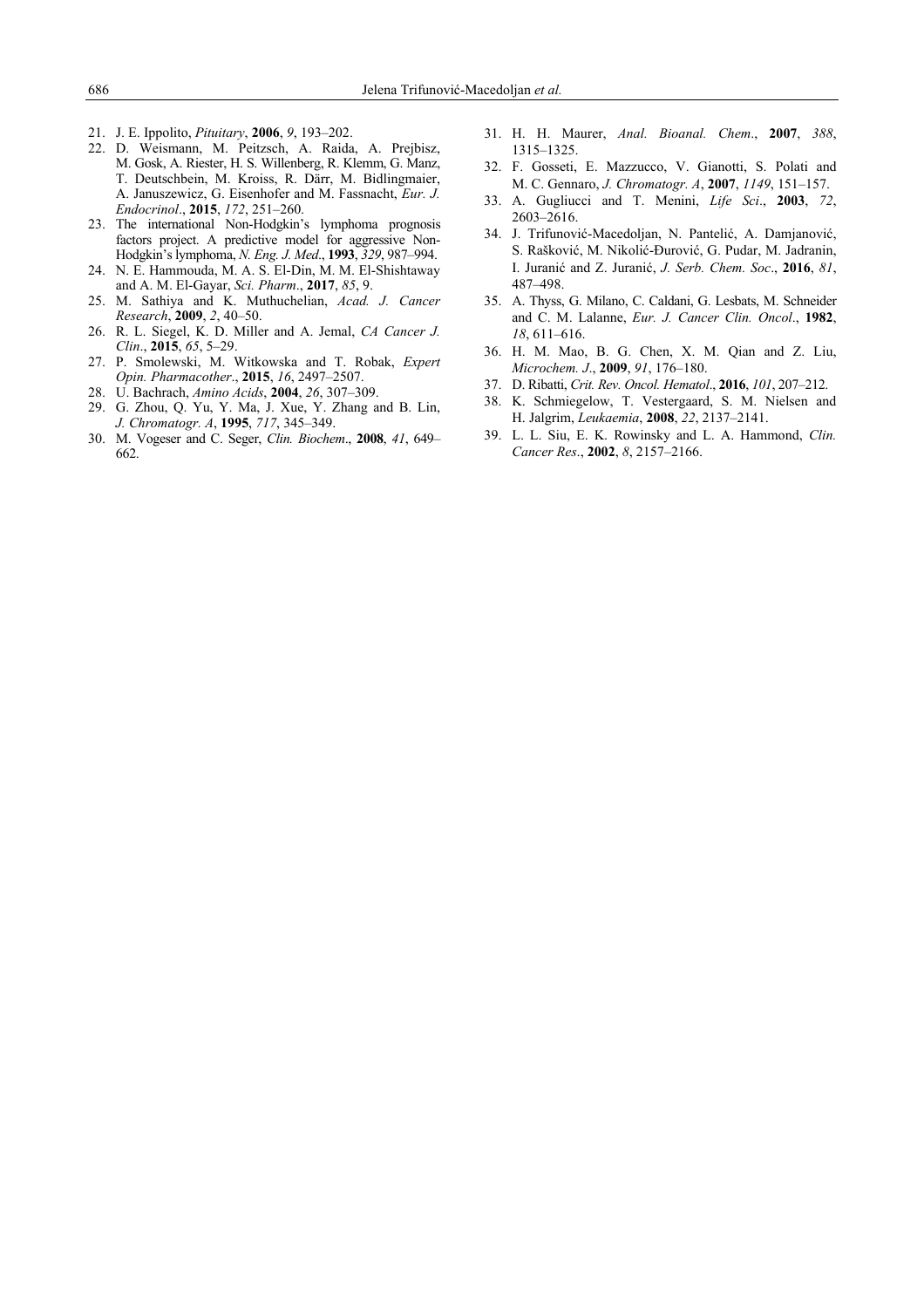21. J. E. Ippolito, *Pituitary*, **2006**, *9*, 193–202.
22. D. Weismann, M. Peitzsch, A. Raida, A. Prejbisz, M. Gosk, A. Riester, H. S. Willenberg, R. Klemm, G. Manz, T. Deutschbein, M. Kroiss, R. Därr, M. Bidlingmaier, A. Januszewicz, G. Eisenhofer and M. Fassnacht, *Eur. J. Endocrinol*., **2015**, *172*, 251–260.
23. The international Non-Hodgkin's lymphoma prognosis factors project. A predictive model for aggressive Non-Hodgkin's lymphoma, *N. Eng. J. Med*., **1993**, *329*, 987–994.
24. N. E. Hammouda, M. A. S. El-Din, M. M. El-Shishtaway and A. M. El-Gayar, *Sci. Pharm*., **2017**, *85*, 9.
25. M. Sathiya and K. Muthuchelian, *Acad. J. Cancer Research*, **2009**, *2*, 40–50.
26. R. L. Siegel, K. D. Miller and A. Jemal, *CA Cancer J. Clin*., **2015**, *65*, 5–29.
27. P. Smolewski, M. Witkowska and T. Robak, *Expert Opin. Pharmacother*., **2015**, *16*, 2497–2507.
28. U. Bachrach, *Amino Acids*, **2004**, *26*, 307–309.
29. G. Zhou, Q. Yu, Y. Ma, J. Xue, Y. Zhang and B. Lin, *J. Chromatogr. A*, **1995**, *717*, 345–349.
30. M. Vogeser and C. Seger, *Clin. Biochem*., **2008**, *41*, 649–662.
31. H. H. Maurer, *Anal. Bioanal. Chem*., **2007**, *388*, 1315–1325.
32. F. Gosseti, E. Mazzucco, V. Gianotti, S. Polati and M. C. Gennaro, *J. Chromatogr. A*, **2007**, *1149*, 151–157.
33. A. Gugliucci and T. Menini, *Life Sci*., **2003**, *72*, 2603–2616.
34. J. Trifunović-Macedoljan, N. Pantelić, A. Damjanović, S. Rašković, M. Nikolić-Đurović, G. Pudar, M. Jadranin, I. Juranić and Z. Juranić, *J. Serb. Chem. Soc*., **2016**, *81*, 487–498.
35. A. Thyss, G. Milano, C. Caldani, G. Lesbats, M. Schneider and C. M. Lalanne, *Eur. J. Cancer Clin. Oncol*., **1982**, *18*, 611–616.
36. H. M. Mao, B. G. Chen, X. M. Qian and Z. Liu, *Microchem. J*., **2009**, *91*, 176–180.
37. D. Ribatti, *Crit. Rev. Oncol. Hematol*., **2016**, *101*, 207–212.
38. K. Schmiegelow, T. Vestergaard, S. M. Nielsen and H. Jalgrim, *Leukaemia*, **2008**, *22*, 2137–2141.
39. L. L. Siu, E. K. Rowinsky and L. A. Hammond, *Clin. Cancer Res*., **2002**, *8*, 2157–2166.